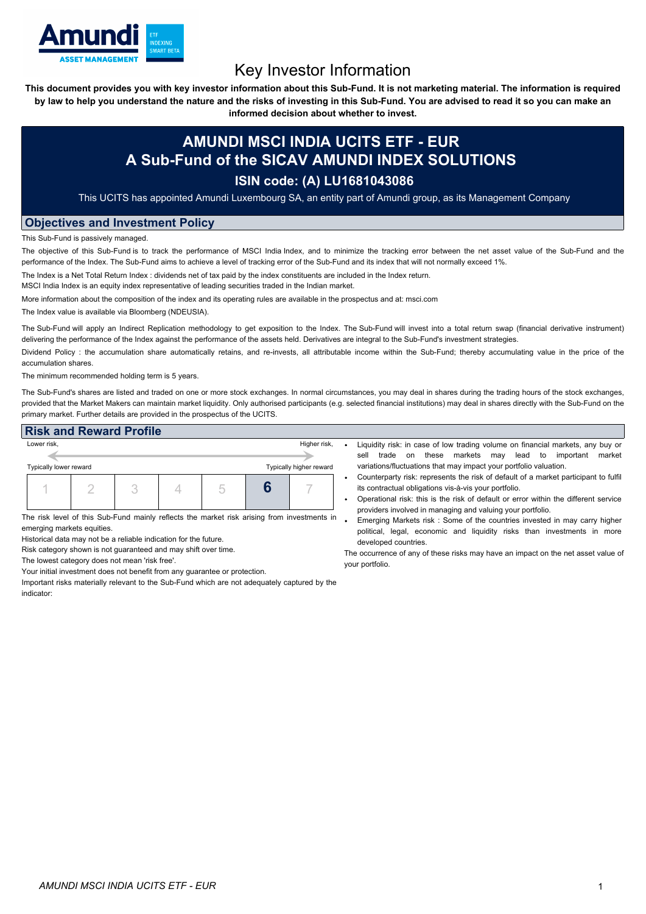# Key Investor Information

**This document provides you with key investor information about this Sub-Fund. It is not marketing material. The information is required by law to help you understand the nature and the risks of investing in this Sub-Fund. You are advised to read it so you can make an informed decision about whether to invest.**

## AMUNDI MSCI INDIA UCITS ETF - EUR
## A Sub-Fund of the SICAV AMUNDI INDEX SOLUTIONS
### ISIN code: (A) LU1681043086

This UCITS has appointed Amundi Luxembourg SA, an entity part of Amundi group, as its Management Company

## Objectives and Investment Policy

This Sub-Fund is passively managed.

The objective of this Sub-Fund is to track the performance of MSCI India Index, and to minimize the tracking error between the net asset value of the Sub-Fund and the performance of the Index. The Sub-Fund aims to achieve a level of tracking error of the Sub-Fund and its index that will not normally exceed 1%.

The Index is a Net Total Return Index : dividends net of tax paid by the index constituents are included in the Index return.
MSCI India Index is an equity index representative of leading securities traded in the Indian market.

More information about the composition of the index and its operating rules are available in the prospectus and at: msci.com

The Index value is available via Bloomberg (NDEUSIA).

The Sub-Fund will apply an Indirect Replication methodology to get exposition to the Index. The Sub-Fund will invest into a total return swap (financial derivative instrument) delivering the performance of the Index against the performance of the assets held. Derivatives are integral to the Sub-Fund's investment strategies.

Dividend Policy : the accumulation share automatically retains, and re-invests, all attributable income within the Sub-Fund; thereby accumulating value in the price of the accumulation shares.

The minimum recommended holding term is 5 years.

The Sub-Fund's shares are listed and traded on one or more stock exchanges. In normal circumstances, you may deal in shares during the trading hours of the stock exchanges, provided that the Market Makers can maintain market liquidity. Only authorised participants (e.g. selected financial institutions) may deal in shares directly with the Sub-Fund on the primary market. Further details are provided in the prospectus of the UCITS.

## Risk and Reward Profile

Lower risk, — Higher risk,

Typically lower reward — Typically higher reward

| 1 | 2 | 3 | 4 | 5 | **6** | 7 |
|---|---|---|---|---|---|---|

The risk level of this Sub-Fund mainly reflects the market risk arising from investments in emerging markets equities.

Historical data may not be a reliable indication for the future.

Risk category shown is not guaranteed and may shift over time.

The lowest category does not mean 'risk free'.

Your initial investment does not benefit from any guarantee or protection.

Important risks materially relevant to the Sub-Fund which are not adequately captured by the indicator:

- Liquidity risk: in case of low trading volume on financial markets, any buy or sell trade on these markets may lead to important market variations/fluctuations that may impact your portfolio valuation.
- Counterparty risk: represents the risk of default of a market participant to fulfil its contractual obligations vis-à-vis your portfolio.
- Operational risk: this is the risk of default or error within the different service providers involved in managing and valuing your portfolio.
- Emerging Markets risk : Some of the countries invested in may carry higher political, legal, economic and liquidity risks than investments in more developed countries.

The occurrence of any of these risks may have an impact on the net asset value of your portfolio.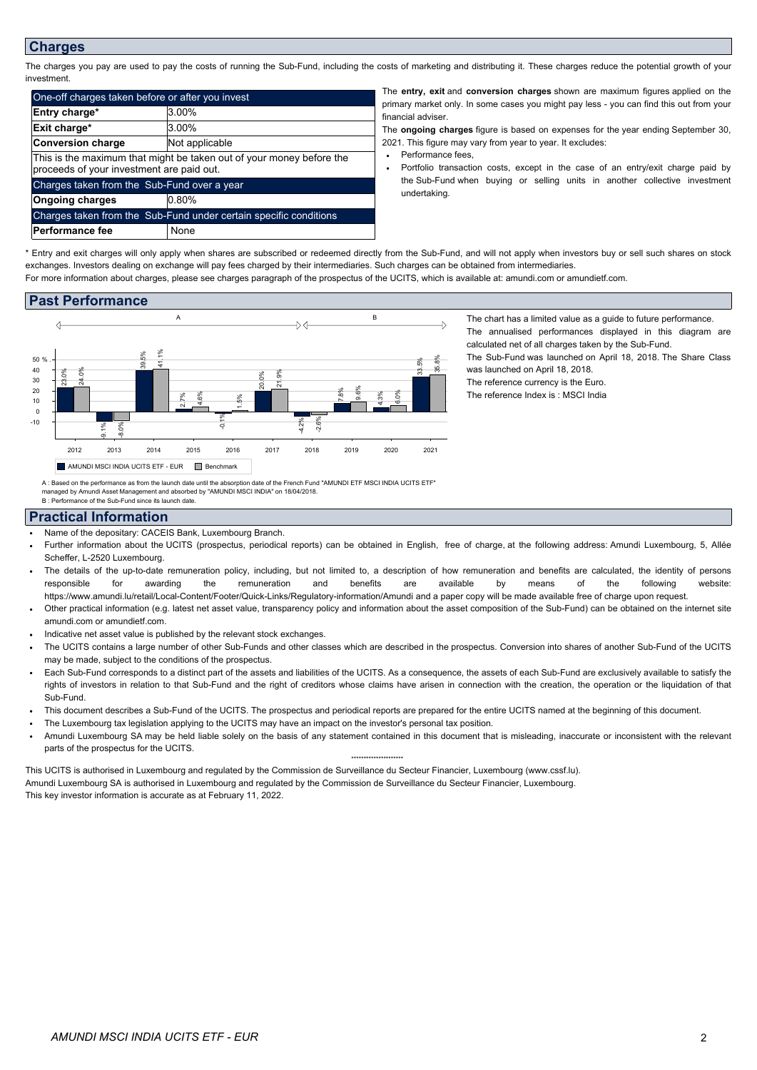## Charges

The charges you pay are used to pay the costs of running the Sub-Fund, including the costs of marketing and distributing it. These charges reduce the potential growth of your investment.

| One-off charges taken before or after you invest | |
|---|---|
| **Entry charge*** | 3.00% |
| **Exit charge*** | 3.00% |
| **Conversion charge** | Not applicable |
| This is the maximum that might be taken out of your money before the proceeds of your investment are paid out. | |
| Charges taken from the Sub-Fund over a year | |
| **Ongoing charges** | 0.80% |
| Charges taken from the Sub-Fund under certain specific conditions | |
| **Performance fee** | None |

The **entry, exit** and **conversion charges** shown are maximum figures applied on the primary market only. In some cases you might pay less - you can find this out from your financial adviser.

The **ongoing charges** figure is based on expenses for the year ending September 30, 2021. This figure may vary from year to year. It excludes:

- Performance fees,
- Portfolio transaction costs, except in the case of an entry/exit charge paid by the Sub-Fund when buying or selling units in another collective investment undertaking.

* Entry and exit charges will only apply when shares are subscribed or redeemed directly from the Sub-Fund, and will not apply when investors buy or sell such shares on stock exchanges. Investors dealing on exchange will pay fees charged by their intermediaries. Such charges can be obtained from intermediaries.

For more information about charges, please see charges paragraph of the prospectus of the UCITS, which is available at: amundi.com or amundietf.com.

## Past Performance

A
B

50 %
40
30
20
10
0
-10

23.0% 24.0%
-9.1% -8.0%
39.5% 41.1%
2.7% 4.6%
-0.1% 1.5%
20.0% 21.9%
-4.2% -2.6%
7.8% 9.6%
4.3% 6.0%
33.5% 35.8%

2012 2013 2014 2015 2016 2017 2018 2019 2020 2021

AMUNDI MSCI INDIA UCITS ETF - EUR
Benchmark

A : Based on the performance as from the launch date until the absorption date of the French Fund "AMUNDI ETF MSCI INDIA UCITS ETF" managed by Amundi Asset Management and absorbed by "AMUNDI MSCI INDIA" on 18/04/2018.
B : Performance of the Sub-Fund since its launch date.

The chart has a limited value as a guide to future performance.

The annualised performances displayed in this diagram are calculated net of all charges taken by the Sub-Fund.

The Sub-Fund was launched on April 18, 2018. The Share Class was launched on April 18, 2018.

The reference currency is the Euro.

The reference Index is : MSCI India

## Practical Information

- Name of the depositary: CACEIS Bank, Luxembourg Branch.
- Further information about the UCITS (prospectus, periodical reports) can be obtained in English, free of charge, at the following address: Amundi Luxembourg, 5, Allée Scheffer, L-2520 Luxembourg.
- The details of the up-to-date remuneration policy, including, but not limited to, a description of how remuneration and benefits are calculated, the identity of persons responsible for awarding the remuneration and benefits are available by means of the following website: https://www.amundi.lu/retail/Local-Content/Footer/Quick-Links/Regulatory-information/Amundi and a paper copy will be made available free of charge upon request.
- Other practical information (e.g. latest net asset value, transparency policy and information about the asset composition of the Sub-Fund) can be obtained on the internet site amundi.com or amundietf.com.
- Indicative net asset value is published by the relevant stock exchanges.
- The UCITS contains a large number of other Sub-Funds and other classes which are described in the prospectus. Conversion into shares of another Sub-Fund of the UCITS may be made, subject to the conditions of the prospectus.
- Each Sub-Fund corresponds to a distinct part of the assets and liabilities of the UCITS. As a consequence, the assets of each Sub-Fund are exclusively available to satisfy the rights of investors in relation to that Sub-Fund and the right of creditors whose claims have arisen in connection with the creation, the operation or the liquidation of that Sub-Fund.
- This document describes a Sub-Fund of the UCITS. The prospectus and periodical reports are prepared for the entire UCITS named at the beginning of this document.
- The Luxembourg tax legislation applying to the UCITS may have an impact on the investor's personal tax position.
- Amundi Luxembourg SA may be held liable solely on the basis of any statement contained in this document that is misleading, inaccurate or inconsistent with the relevant parts of the prospectus for the UCITS.

********************

This UCITS is authorised in Luxembourg and regulated by the Commission de Surveillance du Secteur Financier, Luxembourg (www.cssf.lu).

Amundi Luxembourg SA is authorised in Luxembourg and regulated by the Commission de Surveillance du Secteur Financier, Luxembourg.

This key investor information is accurate as at February 11, 2022.